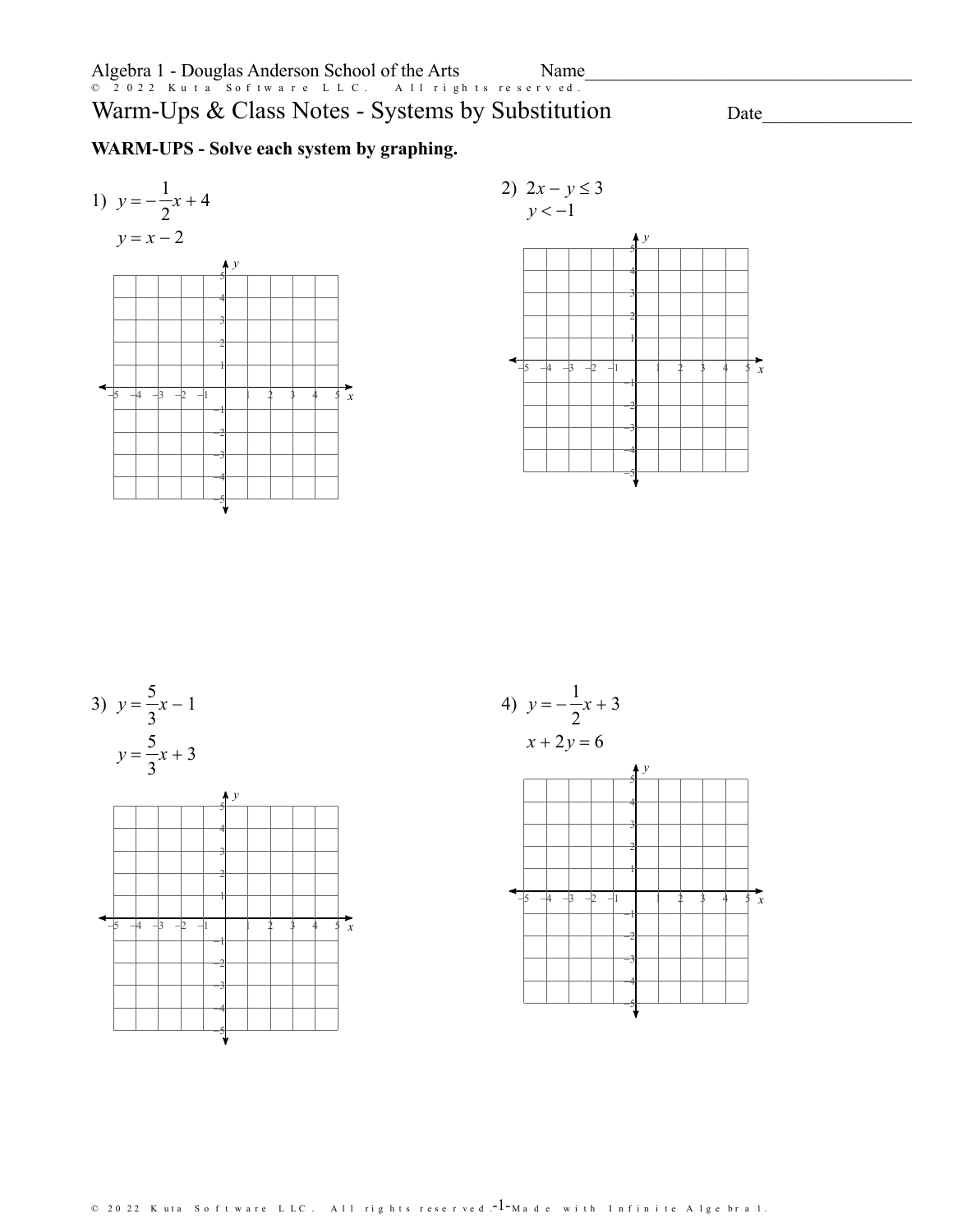Algebra 1 - Douglas Anderson School of the Arts

Name\_\_\_\_\_\_\_\_\_\_\_\_\_\_\_\_\_\_\_\_\_\_\_\_\_\_\_\_\_\_\_\_\_\_\_\_\_\_

# Warm-Ups & Class Notes - Systems by Substitution

Date\_\_\_\_\_\_\_\_\_\_\_\_\_\_\_\_

**WARM-UPS - Solve each system by graphing.**

1) $y = -\frac{1}{2}x + 4$

$y = x - 2$

2) $2x - y \leq 3$

$y < -1$

3) $y = \frac{5}{3}x - 1$

$y = \frac{5}{3}x + 3$

4) $y = -\frac{1}{2}x + 3$

$x + 2y = 6$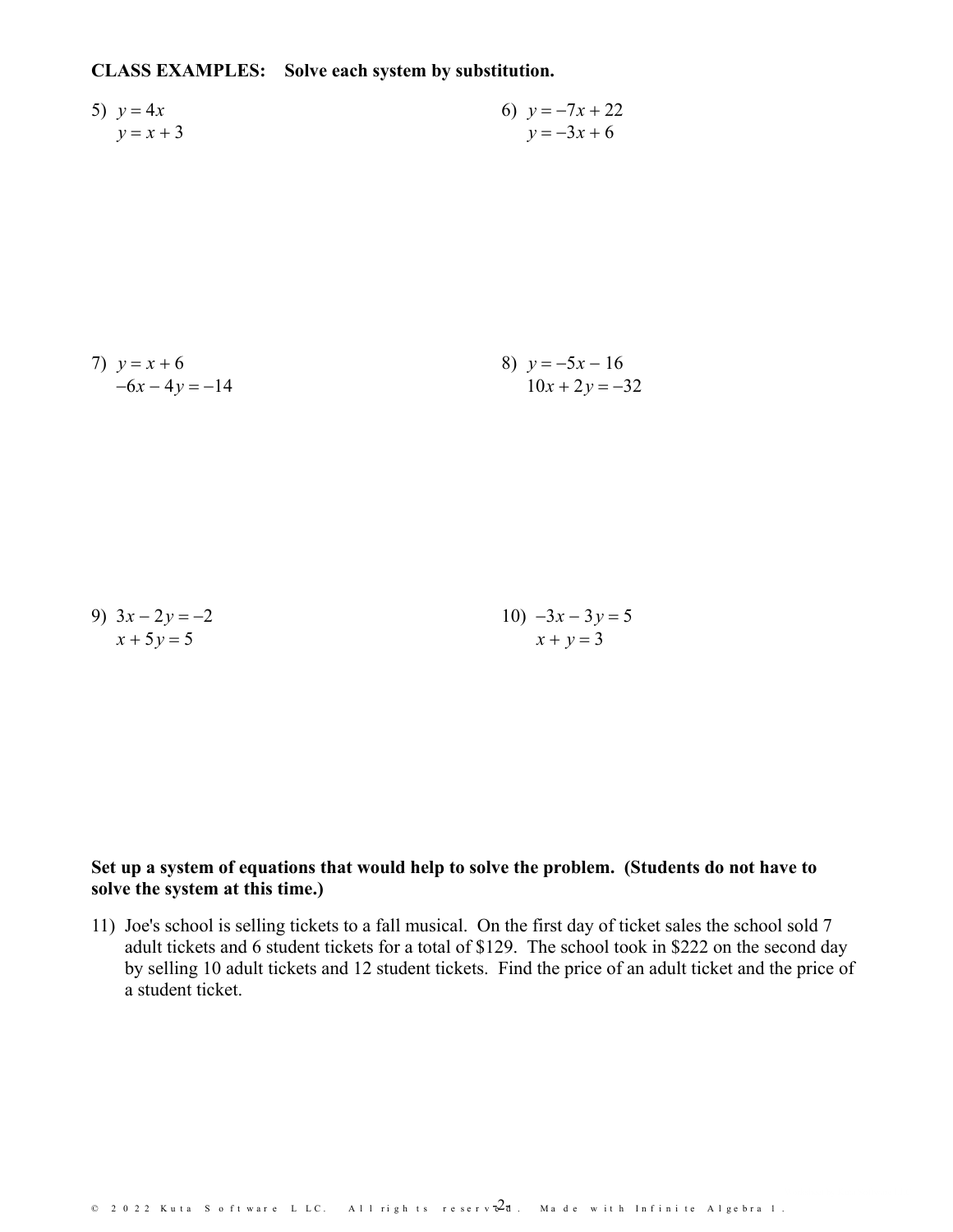**CLASS EXAMPLES: Solve each system by substitution.**

5) $y = 4x$
$y = x + 3$

6) $y = -7x + 22$
$y = -3x + 6$

7) $y = x + 6$
$-6x - 4y = -14$

8) $y = -5x - 16$
$10x + 2y = -32$

9) $3x - 2y = -2$
$x + 5y = 5$

10) $-3x - 3y = 5$
$x + y = 3$

**Set up a system of equations that would help to solve the problem. (Students do not have to solve the system at this time.)**

11) Joe's school is selling tickets to a fall musical. On the first day of ticket sales the school sold 7 adult tickets and 6 student tickets for a total of $129. The school took in $222 on the second day by selling 10 adult tickets and 12 student tickets. Find the price of an adult ticket and the price of a student ticket.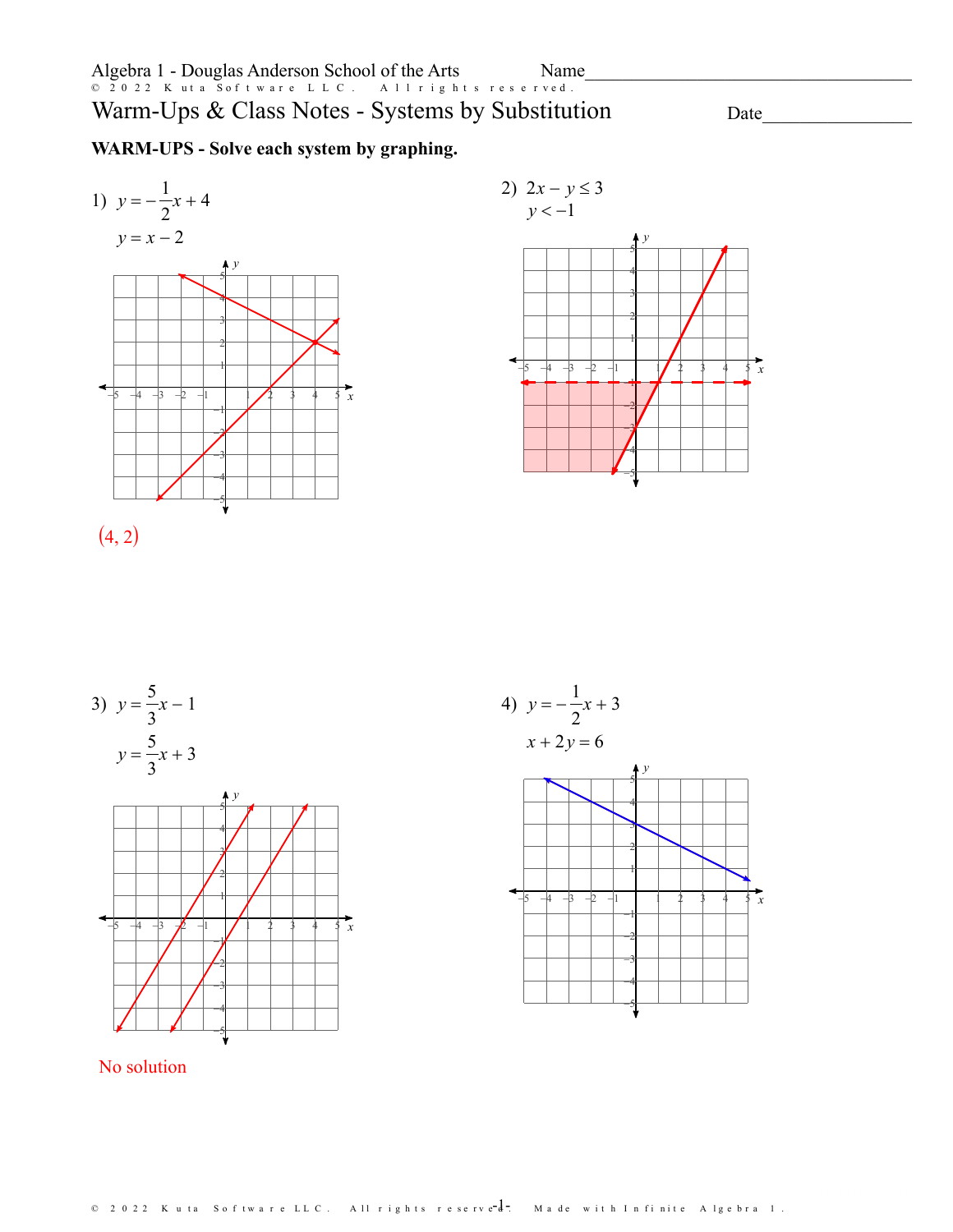Algebra 1 - Douglas Anderson School of the Arts

Name________________________________

# Warm-Ups & Class Notes - Systems by Substitution

Date________________

**WARM-UPS - Solve each system by graphing.**

1) $y = -\frac{1}{2}x + 4$

$y = x - 2$

(4, 2)

2) $2x - y \leq 3$

$y < -1$

3) $y = \frac{5}{3}x - 1$

$y = \frac{5}{3}x + 3$

No solution

4) $y = -\frac{1}{2}x + 3$

$x + 2y = 6$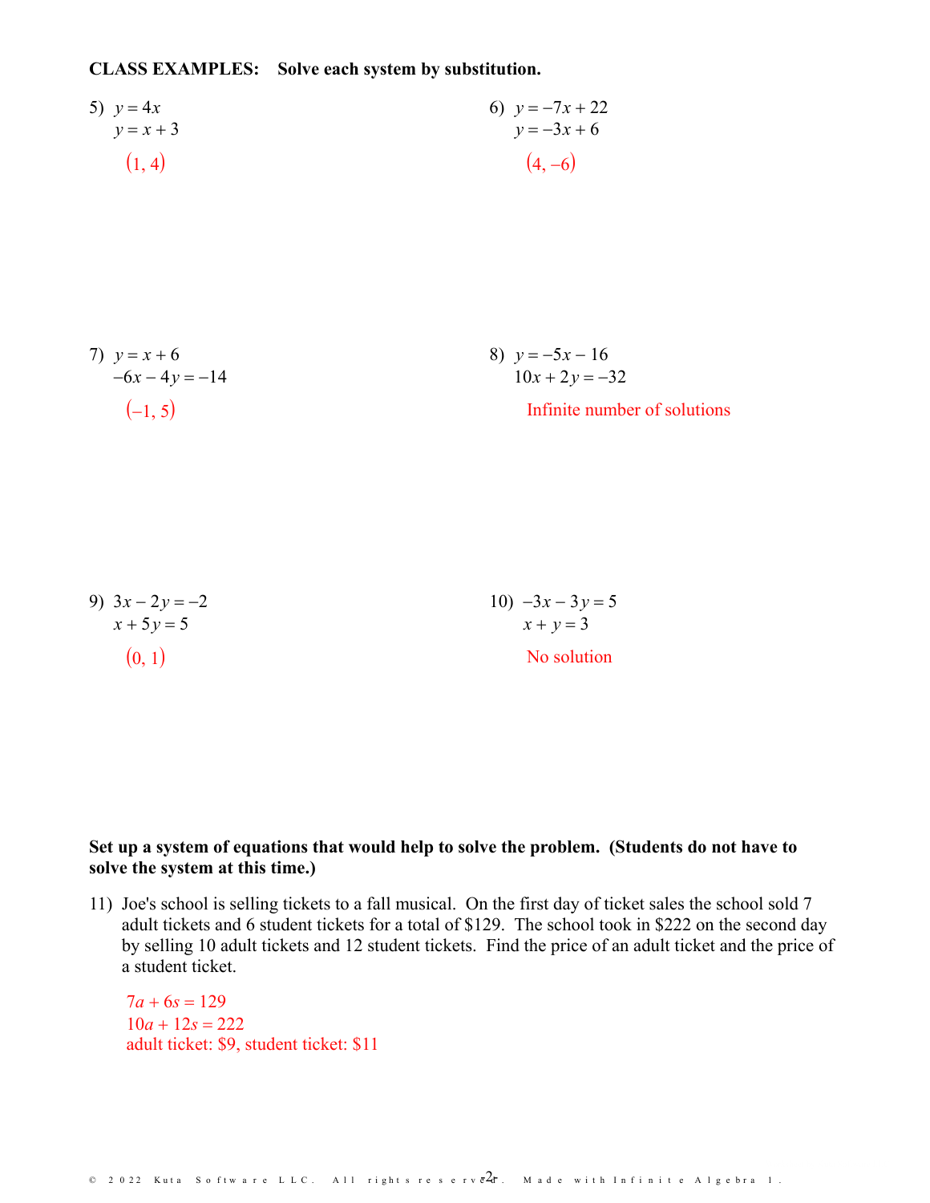**CLASS EXAMPLES:** **Solve each system by substitution.**

5) $y = 4x$
$y = x + 3$

$(1, 4)$

6) $y = -7x + 22$
$y = -3x + 6$

$(4, -6)$

7) $y = x + 6$
$-6x - 4y = -14$

$(-1, 5)$

8) $y = -5x - 16$
$10x + 2y = -32$

Infinite number of solutions

9) $3x - 2y = -2$
$x + 5y = 5$

$(0, 1)$

10) $-3x - 3y = 5$
$x + y = 3$

No solution

**Set up a system of equations that would help to solve the problem. (Students do not have to solve the system at this time.)**

11) Joe's school is selling tickets to a fall musical. On the first day of ticket sales the school sold 7 adult tickets and 6 student tickets for a total of \$129. The school took in \$222 on the second day by selling 10 adult tickets and 12 student tickets. Find the price of an adult ticket and the price of a student ticket.

$7a + 6s = 129$
$10a + 12s = 222$
adult ticket: \$9, student ticket: \$11